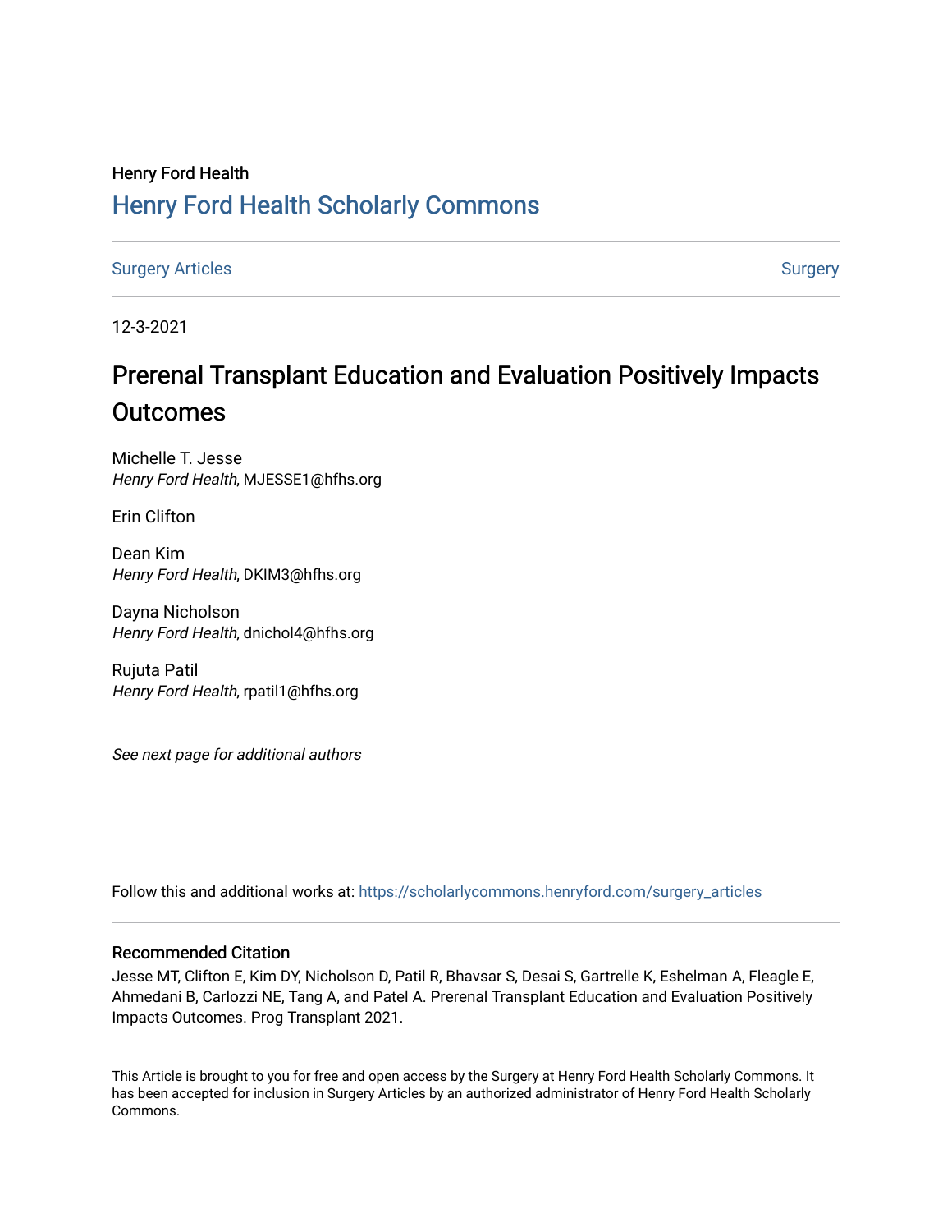Henry Ford Health

## Henry Ford Health Scholarly Commons

Surgery Articles | Surgery

12-3-2021

# Prerenal Transplant Education and Evaluation Positively Impacts Outcomes

Michelle T. Jesse
*Henry Ford Health*, MJESSE1@hfhs.org

Erin Clifton

Dean Kim
*Henry Ford Health*, DKIM3@hfhs.org

Dayna Nicholson
*Henry Ford Health*, dnichol4@hfhs.org

Rujuta Patil
*Henry Ford Health*, rpatil1@hfhs.org

*See next page for additional authors*

Follow this and additional works at: https://scholarlycommons.henryford.com/surgery_articles

### Recommended Citation

Jesse MT, Clifton E, Kim DY, Nicholson D, Patil R, Bhavsar S, Desai S, Gartrelle K, Eshelman A, Fleagle E, Ahmedani B, Carlozzi NE, Tang A, and Patel A. Prerenal Transplant Education and Evaluation Positively Impacts Outcomes. Prog Transplant 2021.

This Article is brought to you for free and open access by the Surgery at Henry Ford Health Scholarly Commons. It has been accepted for inclusion in Surgery Articles by an authorized administrator of Henry Ford Health Scholarly Commons.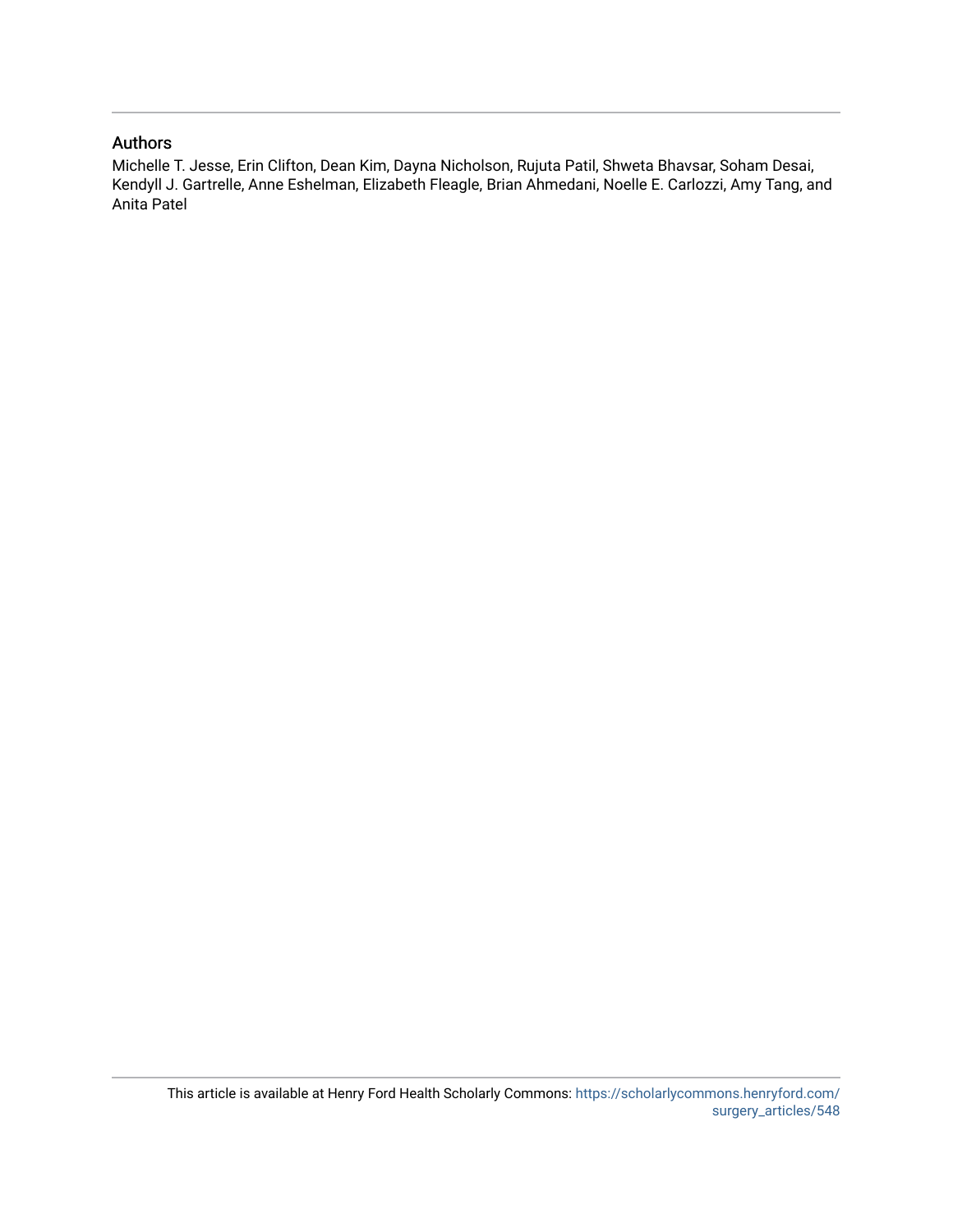## Authors

Michelle T. Jesse, Erin Clifton, Dean Kim, Dayna Nicholson, Rujuta Patil, Shweta Bhavsar, Soham Desai, Kendyll J. Gartrelle, Anne Eshelman, Elizabeth Fleagle, Brian Ahmedani, Noelle E. Carlozzi, Amy Tang, and Anita Patel

This article is available at Henry Ford Health Scholarly Commons: https://scholarlycommons.henryford.com/surgery_articles/548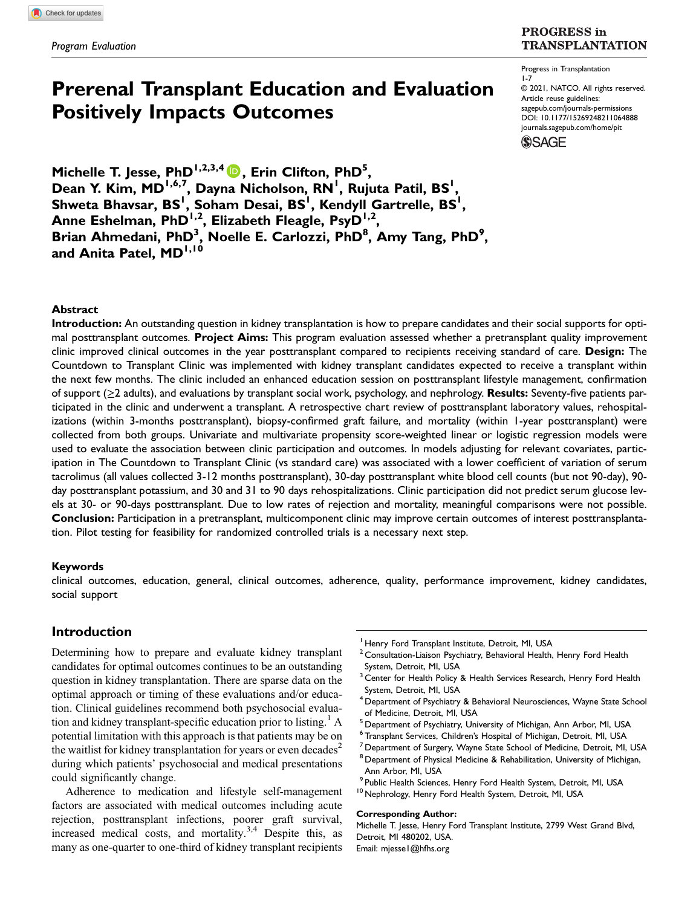Program Evaluation

# Prerenal Transplant Education and Evaluation Positively Impacts Outcomes

Progress in Transplantation
1-7
© 2021, NATCO. All rights reserved.
Article reuse guidelines:
sagepub.com/journals-permissions
DOI: 10.1177/15269248211064888
journals.sagepub.com/home/pit

**Michelle T. Jesse, PhD[1,2,3,4], Erin Clifton, PhD[5], Dean Y. Kim, MD[1,6,7], Dayna Nicholson, RN[1], Rujuta Patil, BS[1], Shweta Bhavsar, BS[1], Soham Desai, BS[1], Kendyll Gartrelle, BS[1], Anne Eshelman, PhD[1,2], Elizabeth Fleagle, PsyD[1,2], Brian Ahmedani, PhD[3], Noelle E. Carlozzi, PhD[8], Amy Tang, PhD[9], and Anita Patel, MD[1,10]**

## Abstract

**Introduction:** An outstanding question in kidney transplantation is how to prepare candidates and their social supports for optimal posttransplant outcomes. **Project Aims:** This program evaluation assessed whether a pretransplant quality improvement clinic improved clinical outcomes in the year posttransplant compared to recipients receiving standard of care. **Design:** The Countdown to Transplant Clinic was implemented with kidney transplant candidates expected to receive a transplant within the next few months. The clinic included an enhanced education session on posttransplant lifestyle management, confirmation of support (≥2 adults), and evaluations by transplant social work, psychology, and nephrology. **Results:** Seventy-five patients participated in the clinic and underwent a transplant. A retrospective chart review of posttransplant laboratory values, rehospitalizations (within 3-months posttransplant), biopsy-confirmed graft failure, and mortality (within 1-year posttransplant) were collected from both groups. Univariate and multivariate propensity score-weighted linear or logistic regression models were used to evaluate the association between clinic participation and outcomes. In models adjusting for relevant covariates, participation in The Countdown to Transplant Clinic (vs standard care) was associated with a lower coefficient of variation of serum tacrolimus (all values collected 3-12 months posttransplant), 30-day posttransplant white blood cell counts (but not 90-day), 90-day posttransplant potassium, and 30 and 31 to 90 days rehospitalizations. Clinic participation did not predict serum glucose levels at 30- or 90-days posttransplant. Due to low rates of rejection and mortality, meaningful comparisons were not possible. **Conclusion:** Participation in a pretransplant, multicomponent clinic may improve certain outcomes of interest posttransplantation. Pilot testing for feasibility for randomized controlled trials is a necessary next step.

### Keywords

clinical outcomes, education, general, clinical outcomes, adherence, quality, performance improvement, kidney candidates, social support

## Introduction

Determining how to prepare and evaluate kidney transplant candidates for optimal outcomes continues to be an outstanding question in kidney transplantation. There are sparse data on the optimal approach or timing of these evaluations and/or education. Clinical guidelines recommend both psychosocial evaluation and kidney transplant-specific education prior to listing.[1] A potential limitation with this approach is that patients may be on the waitlist for kidney transplantation for years or even decades[2] during which patients' psychosocial and medical presentations could significantly change.

Adherence to medication and lifestyle self-management factors are associated with medical outcomes including acute rejection, posttransplant infections, poorer graft survival, increased medical costs, and mortality.[3,4] Despite this, as many as one-quarter to one-third of kidney transplant recipients

[1] Henry Ford Transplant Institute, Detroit, MI, USA
[2] Consultation-Liaison Psychiatry, Behavioral Health, Henry Ford Health System, Detroit, MI, USA
[3] Center for Health Policy & Health Services Research, Henry Ford Health System, Detroit, MI, USA
[4] Department of Psychiatry & Behavioral Neurosciences, Wayne State School of Medicine, Detroit, MI, USA
[5] Department of Psychiatry, University of Michigan, Ann Arbor, MI, USA
[6] Transplant Services, Children's Hospital of Michigan, Detroit, MI, USA
[7] Department of Surgery, Wayne State School of Medicine, Detroit, MI, USA
[8] Department of Physical Medicine & Rehabilitation, University of Michigan, Ann Arbor, MI, USA
[9] Public Health Sciences, Henry Ford Health System, Detroit, MI, USA
[10] Nephrology, Henry Ford Health System, Detroit, MI, USA

**Corresponding Author:**
Michelle T. Jesse, Henry Ford Transplant Institute, 2799 West Grand Blvd, Detroit, MI 480202, USA.
Email: mjesse1@hfhs.org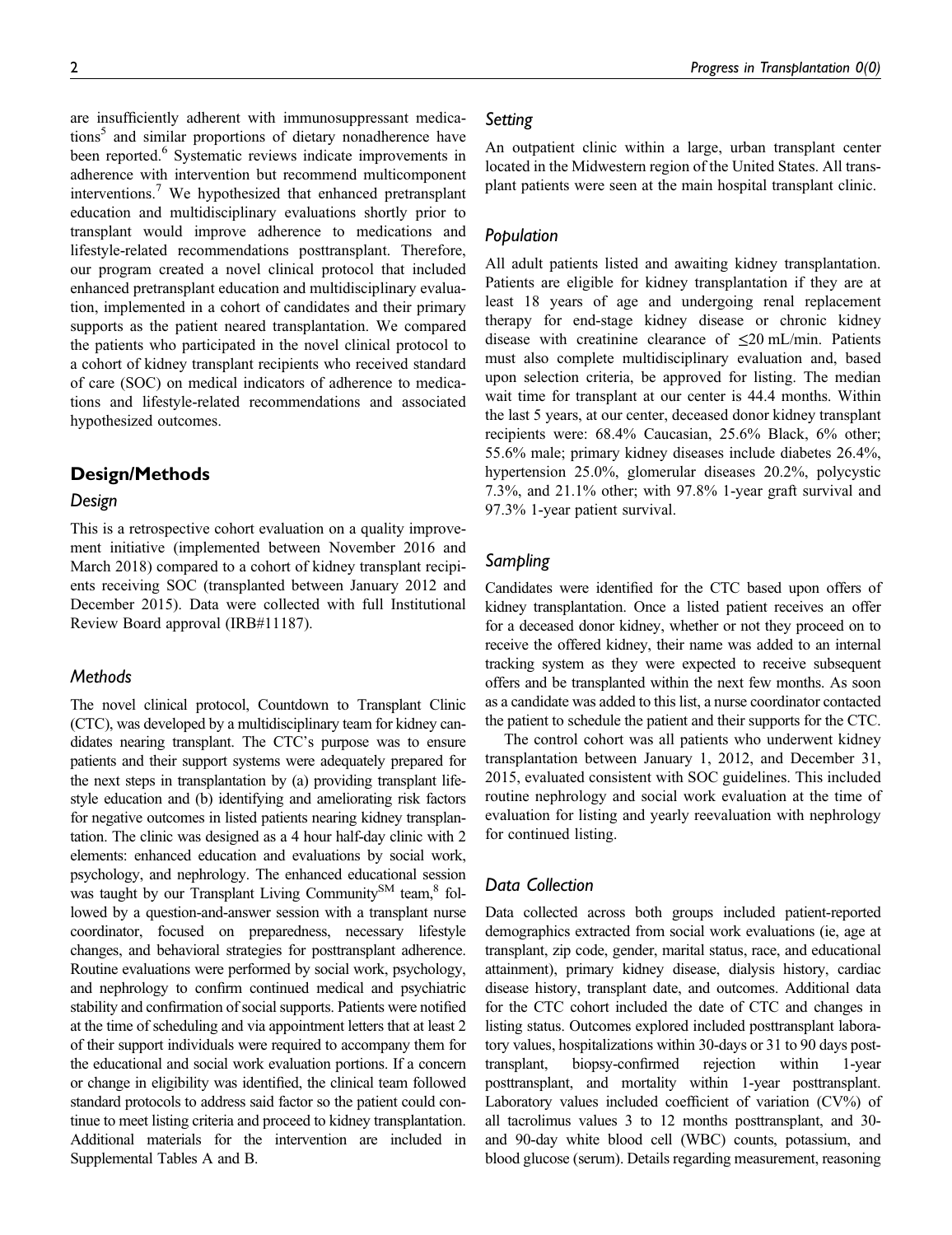are insufficiently adherent with immunosuppressant medications[5] and similar proportions of dietary nonadherence have been reported.[6] Systematic reviews indicate improvements in adherence with intervention but recommend multicomponent interventions.[7] We hypothesized that enhanced pretransplant education and multidisciplinary evaluations shortly prior to transplant would improve adherence to medications and lifestyle-related recommendations posttransplant. Therefore, our program created a novel clinical protocol that included enhanced pretransplant education and multidisciplinary evaluation, implemented in a cohort of candidates and their primary supports as the patient neared transplantation. We compared the patients who participated in the novel clinical protocol to a cohort of kidney transplant recipients who received standard of care (SOC) on medical indicators of adherence to medications and lifestyle-related recommendations and associated hypothesized outcomes.

## Design/Methods

### Design

This is a retrospective cohort evaluation on a quality improvement initiative (implemented between November 2016 and March 2018) compared to a cohort of kidney transplant recipients receiving SOC (transplanted between January 2012 and December 2015). Data were collected with full Institutional Review Board approval (IRB#11187).

### Methods

The novel clinical protocol, Countdown to Transplant Clinic (CTC), was developed by a multidisciplinary team for kidney candidates nearing transplant. The CTC's purpose was to ensure patients and their support systems were adequately prepared for the next steps in transplantation by (a) providing transplant lifestyle education and (b) identifying and ameliorating risk factors for negative outcomes in listed patients nearing kidney transplantation. The clinic was designed as a 4 hour half-day clinic with 2 elements: enhanced education and evaluations by social work, psychology, and nephrology. The enhanced educational session was taught by our Transplant Living Community[SM] team,[8] followed by a question-and-answer session with a transplant nurse coordinator, focused on preparedness, necessary lifestyle changes, and behavioral strategies for posttransplant adherence. Routine evaluations were performed by social work, psychology, and nephrology to confirm continued medical and psychiatric stability and confirmation of social supports. Patients were notified at the time of scheduling and via appointment letters that at least 2 of their support individuals were required to accompany them for the educational and social work evaluation portions. If a concern or change in eligibility was identified, the clinical team followed standard protocols to address said factor so the patient could continue to meet listing criteria and proceed to kidney transplantation. Additional materials for the intervention are included in Supplemental Tables A and B.

### Setting

An outpatient clinic within a large, urban transplant center located in the Midwestern region of the United States. All transplant patients were seen at the main hospital transplant clinic.

### Population

All adult patients listed and awaiting kidney transplantation. Patients are eligible for kidney transplantation if they are at least 18 years of age and undergoing renal replacement therapy for end-stage kidney disease or chronic kidney disease with creatinine clearance of ≤20 mL/min. Patients must also complete multidisciplinary evaluation and, based upon selection criteria, be approved for listing. The median wait time for transplant at our center is 44.4 months. Within the last 5 years, at our center, deceased donor kidney transplant recipients were: 68.4% Caucasian, 25.6% Black, 6% other; 55.6% male; primary kidney diseases include diabetes 26.4%, hypertension 25.0%, glomerular diseases 20.2%, polycystic 7.3%, and 21.1% other; with 97.8% 1-year graft survival and 97.3% 1-year patient survival.

### Sampling

Candidates were identified for the CTC based upon offers of kidney transplantation. Once a listed patient receives an offer for a deceased donor kidney, whether or not they proceed on to receive the offered kidney, their name was added to an internal tracking system as they were expected to receive subsequent offers and be transplanted within the next few months. As soon as a candidate was added to this list, a nurse coordinator contacted the patient to schedule the patient and their supports for the CTC.

The control cohort was all patients who underwent kidney transplantation between January 1, 2012, and December 31, 2015, evaluated consistent with SOC guidelines. This included routine nephrology and social work evaluation at the time of evaluation for listing and yearly reevaluation with nephrology for continued listing.

### Data Collection

Data collected across both groups included patient-reported demographics extracted from social work evaluations (ie, age at transplant, zip code, gender, marital status, race, and educational attainment), primary kidney disease, dialysis history, cardiac disease history, transplant date, and outcomes. Additional data for the CTC cohort included the date of CTC and changes in listing status. Outcomes explored included posttransplant laboratory values, hospitalizations within 30-days or 31 to 90 days posttransplant, biopsy-confirmed rejection within 1-year posttransplant, and mortality within 1-year posttransplant. Laboratory values included coefficient of variation (CV%) of all tacrolimus values 3 to 12 months posttransplant, and 30- and 90-day white blood cell (WBC) counts, potassium, and blood glucose (serum). Details regarding measurement, reasoning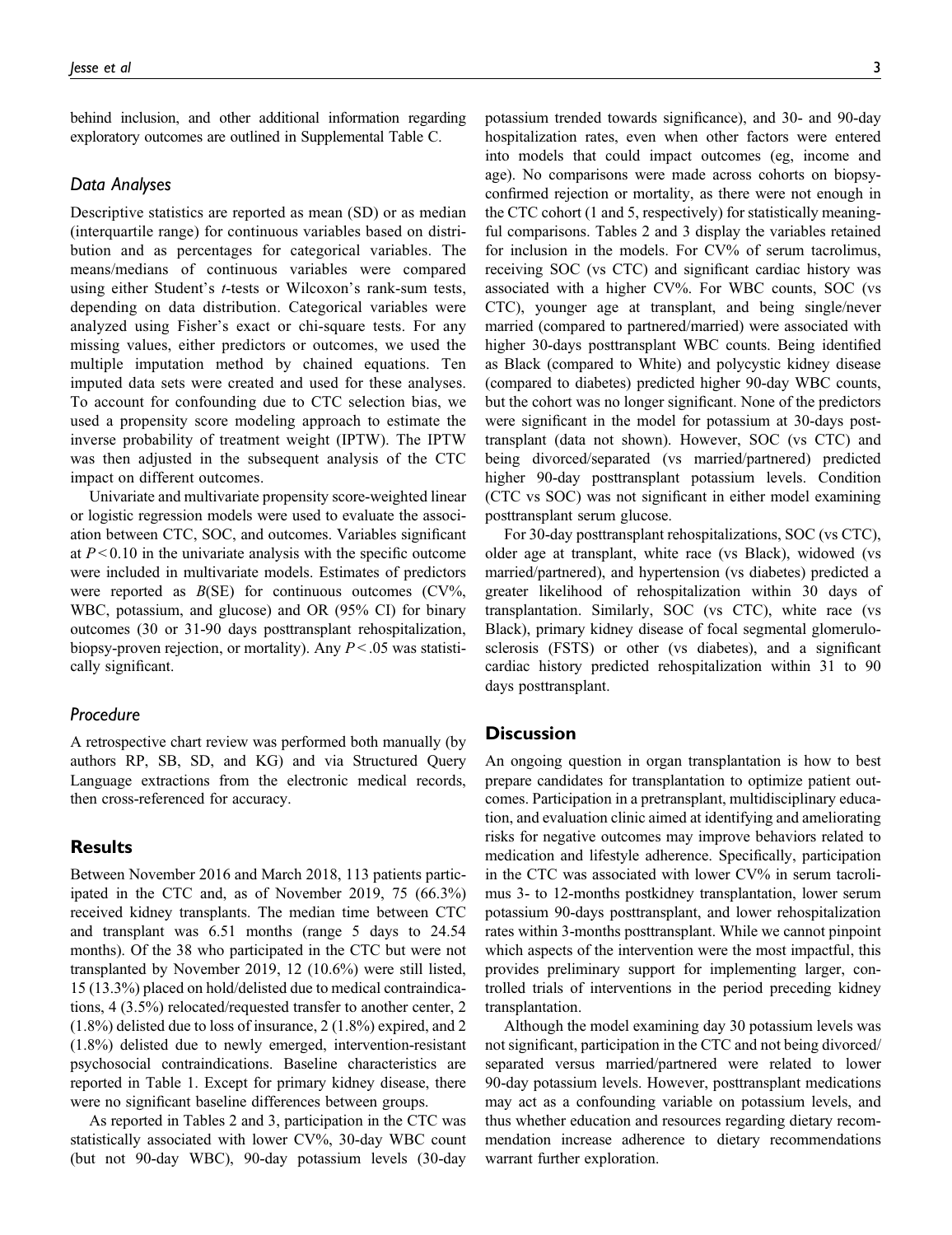behind inclusion, and other additional information regarding exploratory outcomes are outlined in Supplemental Table C.

### Data Analyses

Descriptive statistics are reported as mean (SD) or as median (interquartile range) for continuous variables based on distribution and as percentages for categorical variables. The means/medians of continuous variables were compared using either Student's *t*-tests or Wilcoxon's rank-sum tests, depending on data distribution. Categorical variables were analyzed using Fisher's exact or chi-square tests. For any missing values, either predictors or outcomes, we used the multiple imputation method by chained equations. Ten imputed data sets were created and used for these analyses. To account for confounding due to CTC selection bias, we used a propensity score modeling approach to estimate the inverse probability of treatment weight (IPTW). The IPTW was then adjusted in the subsequent analysis of the CTC impact on different outcomes.

Univariate and multivariate propensity score-weighted linear or logistic regression models were used to evaluate the association between CTC, SOC, and outcomes. Variables significant at $P < 0.10$ in the univariate analysis with the specific outcome were included in multivariate models. Estimates of predictors were reported as *B*(SE) for continuous outcomes (CV%, WBC, potassium, and glucose) and OR (95% CI) for binary outcomes (30 or 31-90 days posttransplant rehospitalization, biopsy-proven rejection, or mortality). Any $P < .05$ was statistically significant.

### Procedure

A retrospective chart review was performed both manually (by authors RP, SB, SD, and KG) and via Structured Query Language extractions from the electronic medical records, then cross-referenced for accuracy.

## Results

Between November 2016 and March 2018, 113 patients participated in the CTC and, as of November 2019, 75 (66.3%) received kidney transplants. The median time between CTC and transplant was 6.51 months (range 5 days to 24.54 months). Of the 38 who participated in the CTC but were not transplanted by November 2019, 12 (10.6%) were still listed, 15 (13.3%) placed on hold/delisted due to medical contraindications, 4 (3.5%) relocated/requested transfer to another center, 2 (1.8%) delisted due to loss of insurance, 2 (1.8%) expired, and 2 (1.8%) delisted due to newly emerged, intervention-resistant psychosocial contraindications. Baseline characteristics are reported in Table 1. Except for primary kidney disease, there were no significant baseline differences between groups.

As reported in Tables 2 and 3, participation in the CTC was statistically associated with lower CV%, 30-day WBC count (but not 90-day WBC), 90-day potassium levels (30-day potassium trended towards significance), and 30- and 90-day hospitalization rates, even when other factors were entered into models that could impact outcomes (eg, income and age). No comparisons were made across cohorts on biopsy-confirmed rejection or mortality, as there were not enough in the CTC cohort (1 and 5, respectively) for statistically meaningful comparisons. Tables 2 and 3 display the variables retained for inclusion in the models. For CV% of serum tacrolimus, receiving SOC (vs CTC) and significant cardiac history was associated with a higher CV%. For WBC counts, SOC (vs CTC), younger age at transplant, and being single/never married (compared to partnered/married) were associated with higher 30-days posttransplant WBC counts. Being identified as Black (compared to White) and polycystic kidney disease (compared to diabetes) predicted higher 90-day WBC counts, but the cohort was no longer significant. None of the predictors were significant in the model for potassium at 30-days posttransplant (data not shown). However, SOC (vs CTC) and being divorced/separated (vs married/partnered) predicted higher 90-day posttransplant potassium levels. Condition (CTC vs SOC) was not significant in either model examining posttransplant serum glucose.

For 30-day posttransplant rehospitalizations, SOC (vs CTC), older age at transplant, white race (vs Black), widowed (vs married/partnered), and hypertension (vs diabetes) predicted a greater likelihood of rehospitalization within 30 days of transplantation. Similarly, SOC (vs CTC), white race (vs Black), primary kidney disease of focal segmental glomerulosclerosis (FSTS) or other (vs diabetes), and a significant cardiac history predicted rehospitalization within 31 to 90 days posttransplant.

## Discussion

An ongoing question in organ transplantation is how to best prepare candidates for transplantation to optimize patient outcomes. Participation in a pretransplant, multidisciplinary education, and evaluation clinic aimed at identifying and ameliorating risks for negative outcomes may improve behaviors related to medication and lifestyle adherence. Specifically, participation in the CTC was associated with lower CV% in serum tacrolimus 3- to 12-months postkidney transplantation, lower serum potassium 90-days posttransplant, and lower rehospitalization rates within 3-months posttransplant. While we cannot pinpoint which aspects of the intervention were the most impactful, this provides preliminary support for implementing larger, controlled trials of interventions in the period preceding kidney transplantation.

Although the model examining day 30 potassium levels was not significant, participation in the CTC and not being divorced/separated versus married/partnered were related to lower 90-day potassium levels. However, posttransplant medications may act as a confounding variable on potassium levels, and thus whether education and resources regarding dietary recommendation increase adherence to dietary recommendations warrant further exploration.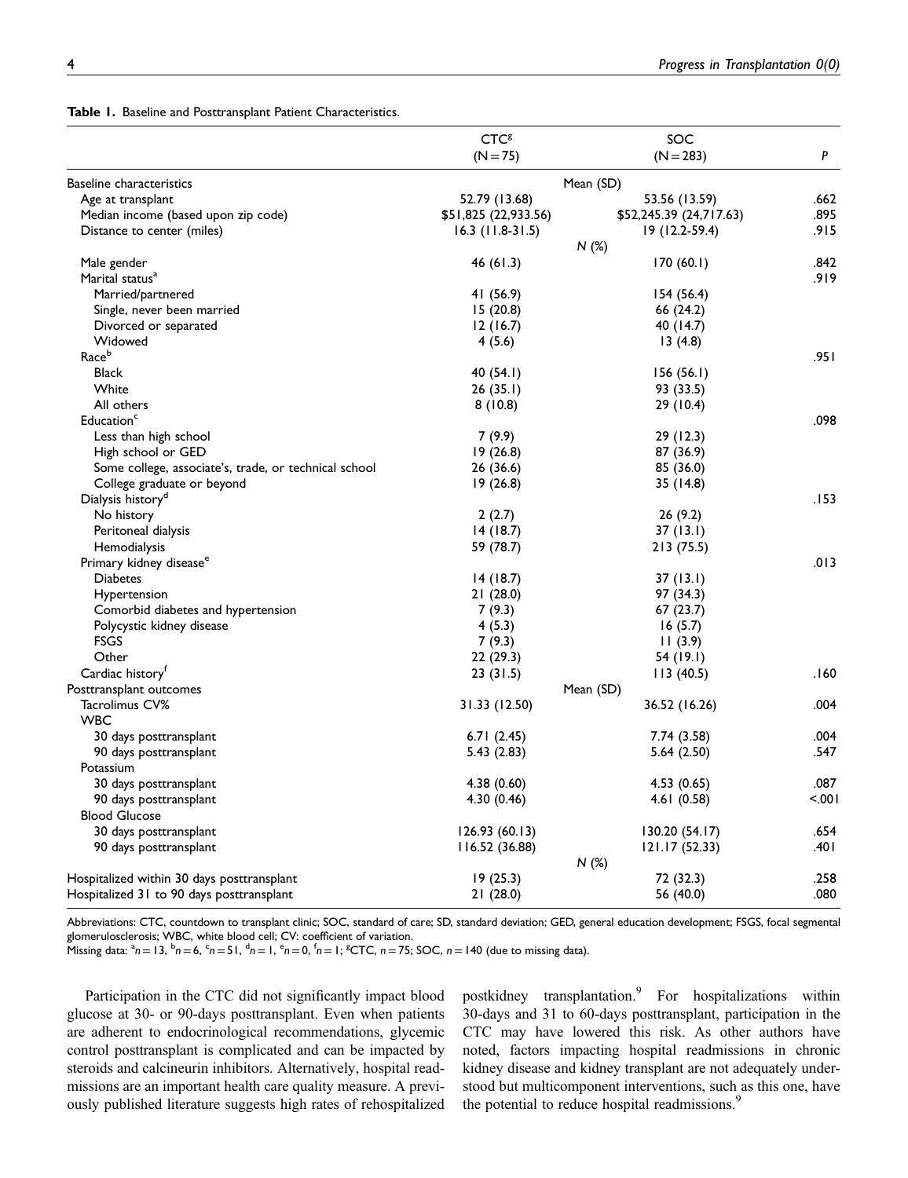**Table 1.** Baseline and Posttransplant Patient Characteristics.

| | CTC[g] (N = 75) | SOC (N = 283) | P |
|---|---|---|---|
| Baseline characteristics | Mean (SD) | | |
| Age at transplant | 52.79 (13.68) | 53.56 (13.59) | .662 |
| Median income (based upon zip code) | $51,825 (22,933.56) | $52,245.39 (24,717.63) | .895 |
| Distance to center (miles) | 16.3 (11.8-31.5) | 19 (12.2-59.4) | .915 |
| | N (%) | | |
| Male gender | 46 (61.3) | 170 (60.1) | .842 |
| Marital status[a] | | | .919 |
| Married/partnered | 41 (56.9) | 154 (56.4) | |
| Single, never been married | 15 (20.8) | 66 (24.2) | |
| Divorced or separated | 12 (16.7) | 40 (14.7) | |
| Widowed | 4 (5.6) | 13 (4.8) | |
| Race[b] | | | .951 |
| Black | 40 (54.1) | 156 (56.1) | |
| White | 26 (35.1) | 93 (33.5) | |
| All others | 8 (10.8) | 29 (10.4) | |
| Education[c] | | | .098 |
| Less than high school | 7 (9.9) | 29 (12.3) | |
| High school or GED | 19 (26.8) | 87 (36.9) | |
| Some college, associate's, trade, or technical school | 26 (36.6) | 85 (36.0) | |
| College graduate or beyond | 19 (26.8) | 35 (14.8) | |
| Dialysis history[d] | | | .153 |
| No history | 2 (2.7) | 26 (9.2) | |
| Peritoneal dialysis | 14 (18.7) | 37 (13.1) | |
| Hemodialysis | 59 (78.7) | 213 (75.5) | |
| Primary kidney disease[e] | | | .013 |
| Diabetes | 14 (18.7) | 37 (13.1) | |
| Hypertension | 21 (28.0) | 97 (34.3) | |
| Comorbid diabetes and hypertension | 7 (9.3) | 67 (23.7) | |
| Polycystic kidney disease | 4 (5.3) | 16 (5.7) | |
| FSGS | 7 (9.3) | 11 (3.9) | |
| Other | 22 (29.3) | 54 (19.1) | |
| Cardiac history[f] | 23 (31.5) | 113 (40.5) | .160 |
| Posttransplant outcomes | Mean (SD) | | |
| Tacrolimus CV% | 31.33 (12.50) | 36.52 (16.26) | .004 |
| WBC | | | |
| 30 days posttransplant | 6.71 (2.45) | 7.74 (3.58) | .004 |
| 90 days posttransplant | 5.43 (2.83) | 5.64 (2.50) | .547 |
| Potassium | | | |
| 30 days posttransplant | 4.38 (0.60) | 4.53 (0.65) | .087 |
| 90 days posttransplant | 4.30 (0.46) | 4.61 (0.58) | <.001 |
| Blood Glucose | | | |
| 30 days posttransplant | 126.93 (60.13) | 130.20 (54.17) | .654 |
| 90 days posttransplant | 116.52 (36.88) | 121.17 (52.33) | .401 |
| | N (%) | | |
| Hospitalized within 30 days posttransplant | 19 (25.3) | 72 (32.3) | .258 |
| Hospitalized 31 to 90 days posttransplant | 21 (28.0) | 56 (40.0) | .080 |

Abbreviations: CTC, countdown to transplant clinic; SOC, standard of care; SD, standard deviation; GED, general education development; FSGS, focal segmental glomerulosclerosis; WBC, white blood cell; CV: coefficient of variation.
Missing data: [a]n = 13, [b]n = 6, [c]n = 51, [d]n = 1, [e]n = 0, [f]n = 1; [g]CTC, n = 75; SOC, n = 140 (due to missing data).

Participation in the CTC did not significantly impact blood glucose at 30- or 90-days posttransplant. Even when patients are adherent to endocrinological recommendations, glycemic control posttransplant is complicated and can be impacted by steroids and calcineurin inhibitors. Alternatively, hospital readmissions are an important health care quality measure. A previously published literature suggests high rates of rehospitalized postkidney transplantation.[9] For hospitalizations within 30-days and 31 to 60-days posttransplant, participation in the CTC may have lowered this risk. As other authors have noted, factors impacting hospital readmissions in chronic kidney disease and kidney transplant are not adequately understood but multicomponent interventions, such as this one, have the potential to reduce hospital readmissions.[9]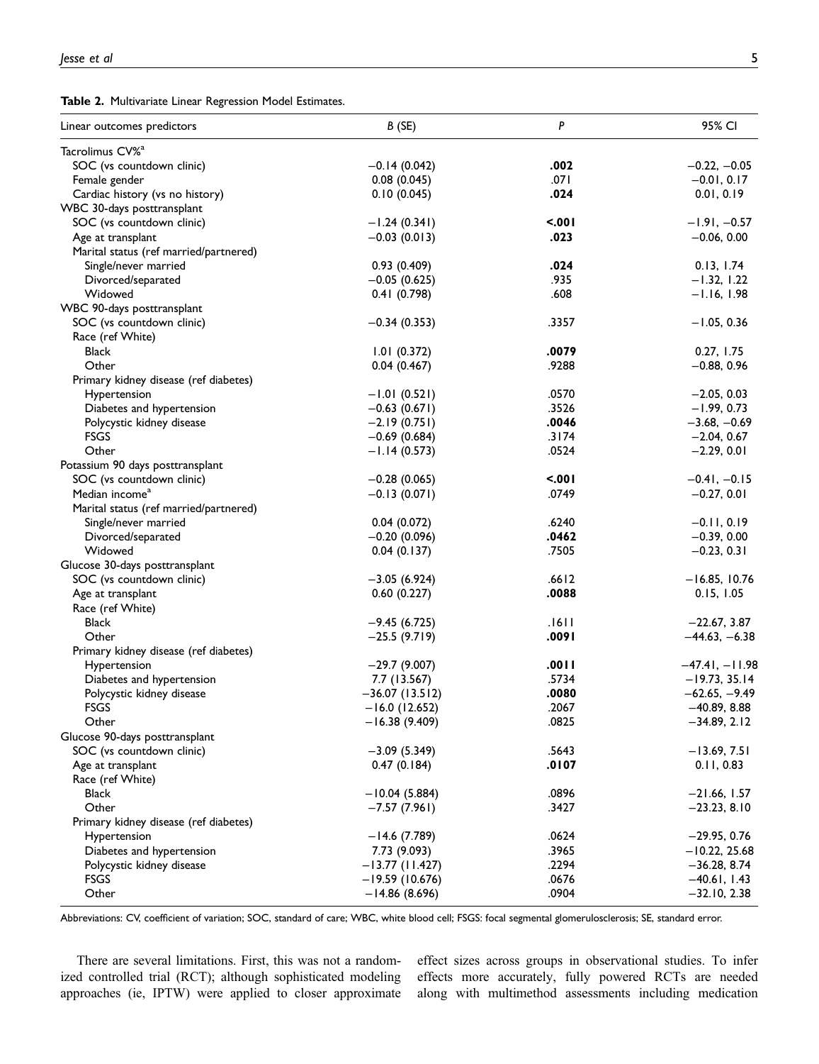**Table 2.** Multivariate Linear Regression Model Estimates.

| Linear outcomes predictors | B (SE) | P | 95% CI |
|---|---|---|---|
| Tacrolimus CV%[a] | | | |
| SOC (vs countdown clinic) | −0.14 (0.042) | **.002** | −0.22, −0.05 |
| Female gender | 0.08 (0.045) | .071 | −0.01, 0.17 |
| Cardiac history (vs no history) | 0.10 (0.045) | **.024** | 0.01, 0.19 |
| WBC 30-days posttransplant | | | |
| SOC (vs countdown clinic) | −1.24 (0.341) | **<.001** | −1.91, −0.57 |
| Age at transplant | −0.03 (0.013) | **.023** | −0.06, 0.00 |
| Marital status (ref married/partnered) | | | |
| Single/never married | 0.93 (0.409) | **.024** | 0.13, 1.74 |
| Divorced/separated | −0.05 (0.625) | .935 | −1.32, 1.22 |
| Widowed | 0.41 (0.798) | .608 | −1.16, 1.98 |
| WBC 90-days posttransplant | | | |
| SOC (vs countdown clinic) | −0.34 (0.353) | .3357 | −1.05, 0.36 |
| Race (ref White) | | | |
| Black | 1.01 (0.372) | **.0079** | 0.27, 1.75 |
| Other | 0.04 (0.467) | .9288 | −0.88, 0.96 |
| Primary kidney disease (ref diabetes) | | | |
| Hypertension | −1.01 (0.521) | .0570 | −2.05, 0.03 |
| Diabetes and hypertension | −0.63 (0.671) | .3526 | −1.99, 0.73 |
| Polycystic kidney disease | −2.19 (0.751) | **.0046** | −3.68, −0.69 |
| FSGS | −0.69 (0.684) | .3174 | −2.04, 0.67 |
| Other | −1.14 (0.573) | .0524 | −2.29, 0.01 |
| Potassium 90 days posttransplant | | | |
| SOC (vs countdown clinic) | −0.28 (0.065) | **<.001** | −0.41, −0.15 |
| Median income[a] | −0.13 (0.071) | .0749 | −0.27, 0.01 |
| Marital status (ref married/partnered) | | | |
| Single/never married | 0.04 (0.072) | .6240 | −0.11, 0.19 |
| Divorced/separated | −0.20 (0.096) | **.0462** | −0.39, 0.00 |
| Widowed | 0.04 (0.137) | .7505 | −0.23, 0.31 |
| Glucose 30-days posttransplant | | | |
| SOC (vs countdown clinic) | −3.05 (6.924) | .6612 | −16.85, 10.76 |
| Age at transplant | 0.60 (0.227) | **.0088** | 0.15, 1.05 |
| Race (ref White) | | | |
| Black | −9.45 (6.725) | .1611 | −22.67, 3.87 |
| Other | −25.5 (9.719) | **.0091** | −44.63, −6.38 |
| Primary kidney disease (ref diabetes) | | | |
| Hypertension | −29.7 (9.007) | **.0011** | −47.41, −11.98 |
| Diabetes and hypertension | 7.7 (13.567) | .5734 | −19.73, 35.14 |
| Polycystic kidney disease | −36.07 (13.512) | **.0080** | −62.65, −9.49 |
| FSGS | −16.0 (12.652) | .2067 | −40.89, 8.88 |
| Other | −16.38 (9.409) | .0825 | −34.89, 2.12 |
| Glucose 90-days posttransplant | | | |
| SOC (vs countdown clinic) | −3.09 (5.349) | .5643 | −13.69, 7.51 |
| Age at transplant | 0.47 (0.184) | **.0107** | 0.11, 0.83 |
| Race (ref White) | | | |
| Black | −10.04 (5.884) | .0896 | −21.66, 1.57 |
| Other | −7.57 (7.961) | .3427 | −23.23, 8.10 |
| Primary kidney disease (ref diabetes) | | | |
| Hypertension | −14.6 (7.789) | .0624 | −29.95, 0.76 |
| Diabetes and hypertension | 7.73 (9.093) | .3965 | −10.22, 25.68 |
| Polycystic kidney disease | −13.77 (11.427) | .2294 | −36.28, 8.74 |
| FSGS | −19.59 (10.676) | .0676 | −40.61, 1.43 |
| Other | −14.86 (8.696) | .0904 | −32.10, 2.38 |

Abbreviations: CV, coefficient of variation; SOC, standard of care; WBC, white blood cell; FSGS: focal segmental glomerulosclerosis; SE, standard error.

There are several limitations. First, this was not a randomized controlled trial (RCT); although sophisticated modeling approaches (ie, IPTW) were applied to closer approximate effect sizes across groups in observational studies. To infer effects more accurately, fully powered RCTs are needed along with multimethod assessments including medication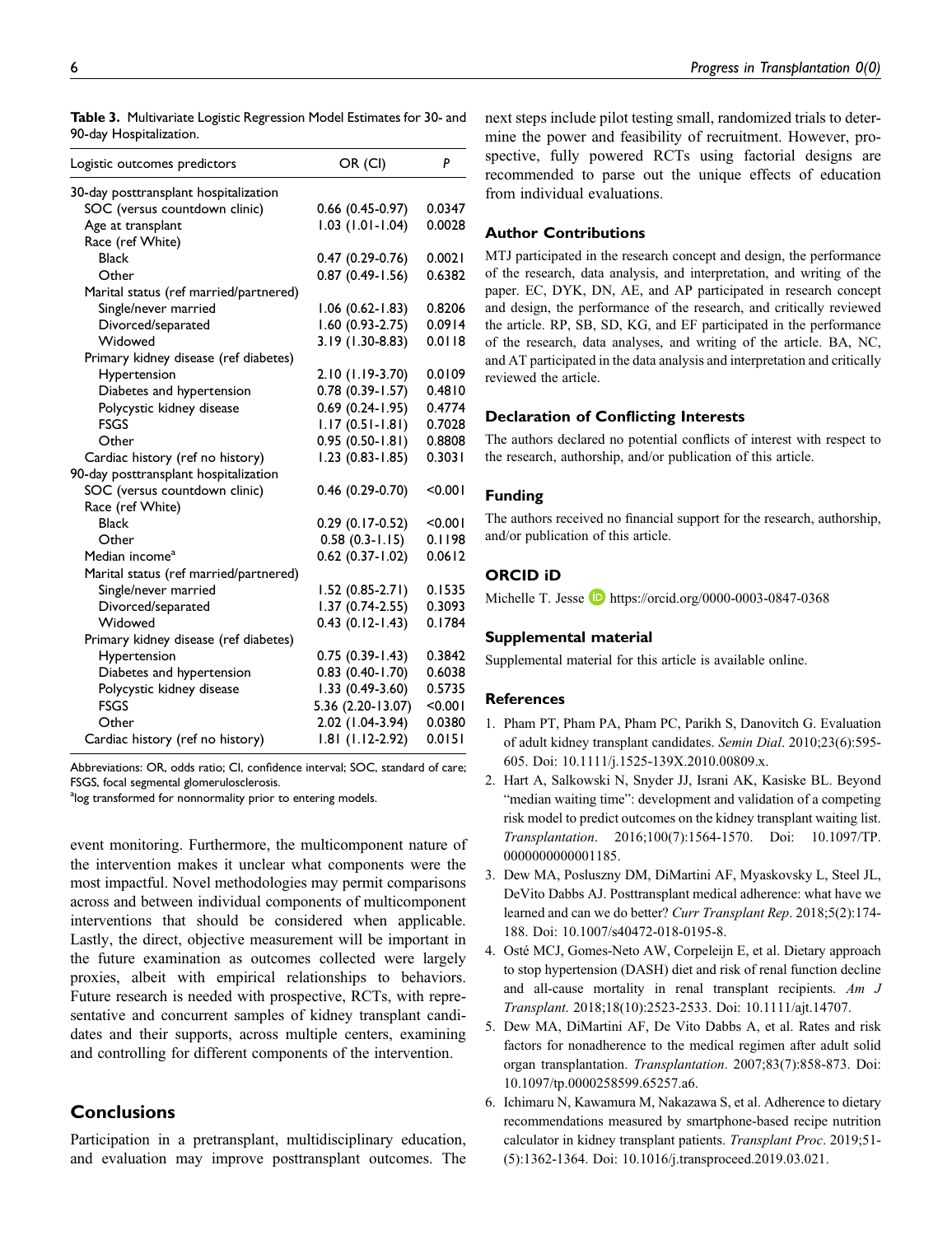**Table 3.** Multivariate Logistic Regression Model Estimates for 30- and 90-day Hospitalization.

| Logistic outcomes predictors | OR (CI) | P |
|---|---|---|
| 30-day posttransplant hospitalization | | |
| SOC (versus countdown clinic) | 0.66 (0.45-0.97) | 0.0347 |
| Age at transplant | 1.03 (1.01-1.04) | 0.0028 |
| Race (ref White) | | |
| Black | 0.47 (0.29-0.76) | 0.0021 |
| Other | 0.87 (0.49-1.56) | 0.6382 |
| Marital status (ref married/partnered) | | |
| Single/never married | 1.06 (0.62-1.83) | 0.8206 |
| Divorced/separated | 1.60 (0.93-2.75) | 0.0914 |
| Widowed | 3.19 (1.30-8.83) | 0.0118 |
| Primary kidney disease (ref diabetes) | | |
| Hypertension | 2.10 (1.19-3.70) | 0.0109 |
| Diabetes and hypertension | 0.78 (0.39-1.57) | 0.4810 |
| Polycystic kidney disease | 0.69 (0.24-1.95) | 0.4774 |
| FSGS | 1.17 (0.51-1.81) | 0.7028 |
| Other | 0.95 (0.50-1.81) | 0.8808 |
| Cardiac history (ref no history) | 1.23 (0.83-1.85) | 0.3031 |
| 90-day posttransplant hospitalization | | |
| SOC (versus countdown clinic) | 0.46 (0.29-0.70) | <0.001 |
| Race (ref White) | | |
| Black | 0.29 (0.17-0.52) | <0.001 |
| Other | 0.58 (0.3-1.15) | 0.1198 |
| Median income[a] | 0.62 (0.37-1.02) | 0.0612 |
| Marital status (ref married/partnered) | | |
| Single/never married | 1.52 (0.85-2.71) | 0.1535 |
| Divorced/separated | 1.37 (0.74-2.55) | 0.3093 |
| Widowed | 0.43 (0.12-1.43) | 0.1784 |
| Primary kidney disease (ref diabetes) | | |
| Hypertension | 0.75 (0.39-1.43) | 0.3842 |
| Diabetes and hypertension | 0.83 (0.40-1.70) | 0.6038 |
| Polycystic kidney disease | 1.33 (0.49-3.60) | 0.5735 |
| FSGS | 5.36 (2.20-13.07) | <0.001 |
| Other | 2.02 (1.04-3.94) | 0.0380 |
| Cardiac history (ref no history) | 1.81 (1.12-2.92) | 0.0151 |

Abbreviations: OR, odds ratio; CI, confidence interval; SOC, standard of care; FSGS, focal segmental glomerulosclerosis.
[a]log transformed for nonnormality prior to entering models.

event monitoring. Furthermore, the multicomponent nature of the intervention makes it unclear what components were the most impactful. Novel methodologies may permit comparisons across and between individual components of multicomponent interventions that should be considered when applicable. Lastly, the direct, objective measurement will be important in the future examination as outcomes collected were largely proxies, albeit with empirical relationships to behaviors. Future research is needed with prospective, RCTs, with representative and concurrent samples of kidney transplant candidates and their supports, across multiple centers, examining and controlling for different components of the intervention.

## Conclusions

Participation in a pretransplant, multidisciplinary education, and evaluation may improve posttransplant outcomes. The next steps include pilot testing small, randomized trials to determine the power and feasibility of recruitment. However, prospective, fully powered RCTs using factorial designs are recommended to parse out the unique effects of education from individual evaluations.

### Author Contributions

MTJ participated in the research concept and design, the performance of the research, data analysis, and interpretation, and writing of the paper. EC, DYK, DN, AE, and AP participated in research concept and design, the performance of the research, and critically reviewed the article. RP, SB, SD, KG, and EF participated in the performance of the research, data analyses, and writing of the article. BA, NC, and AT participated in the data analysis and interpretation and critically reviewed the article.

### Declaration of Conflicting Interests

The authors declared no potential conflicts of interest with respect to the research, authorship, and/or publication of this article.

### Funding

The authors received no financial support for the research, authorship, and/or publication of this article.

### ORCID iD

Michelle T. Jesse https://orcid.org/0000-0003-0847-0368

### Supplemental material

Supplemental material for this article is available online.

### References

1. Pham PT, Pham PA, Pham PC, Parikh S, Danovitch G. Evaluation of adult kidney transplant candidates. *Semin Dial*. 2010;23(6):595-605. Doi: 10.1111/j.1525-139X.2010.00809.x.
2. Hart A, Salkowski N, Snyder JJ, Israni AK, Kasiske BL. Beyond "median waiting time": development and validation of a competing risk model to predict outcomes on the kidney transplant waiting list. *Transplantation*. 2016;100(7):1564-1570. Doi: 10.1097/TP.0000000000001185.
3. Dew MA, Posluszny DM, DiMartini AF, Myaskovsky L, Steel JL, DeVito Dabbs AJ. Posttransplant medical adherence: what have we learned and can we do better? *Curr Transplant Rep*. 2018;5(2):174-188. Doi: 10.1007/s40472-018-0195-8.
4. Osté MCJ, Gomes-Neto AW, Corpeleijn E, et al. Dietary approach to stop hypertension (DASH) diet and risk of renal function decline and all-cause mortality in renal transplant recipients. *Am J Transplant*. 2018;18(10):2523-2533. Doi: 10.1111/ajt.14707.
5. Dew MA, DiMartini AF, De Vito Dabbs A, et al. Rates and risk factors for nonadherence to the medical regimen after adult solid organ transplantation. *Transplantation*. 2007;83(7):858-873. Doi: 10.1097/tp.0000258599.65257.a6.
6. Ichimaru N, Kawamura M, Nakazawa S, et al. Adherence to dietary recommendations measured by smartphone-based recipe nutrition calculator in kidney transplant patients. *Transplant Proc*. 2019;51(5):1362-1364. Doi: 10.1016/j.transproceed.2019.03.021.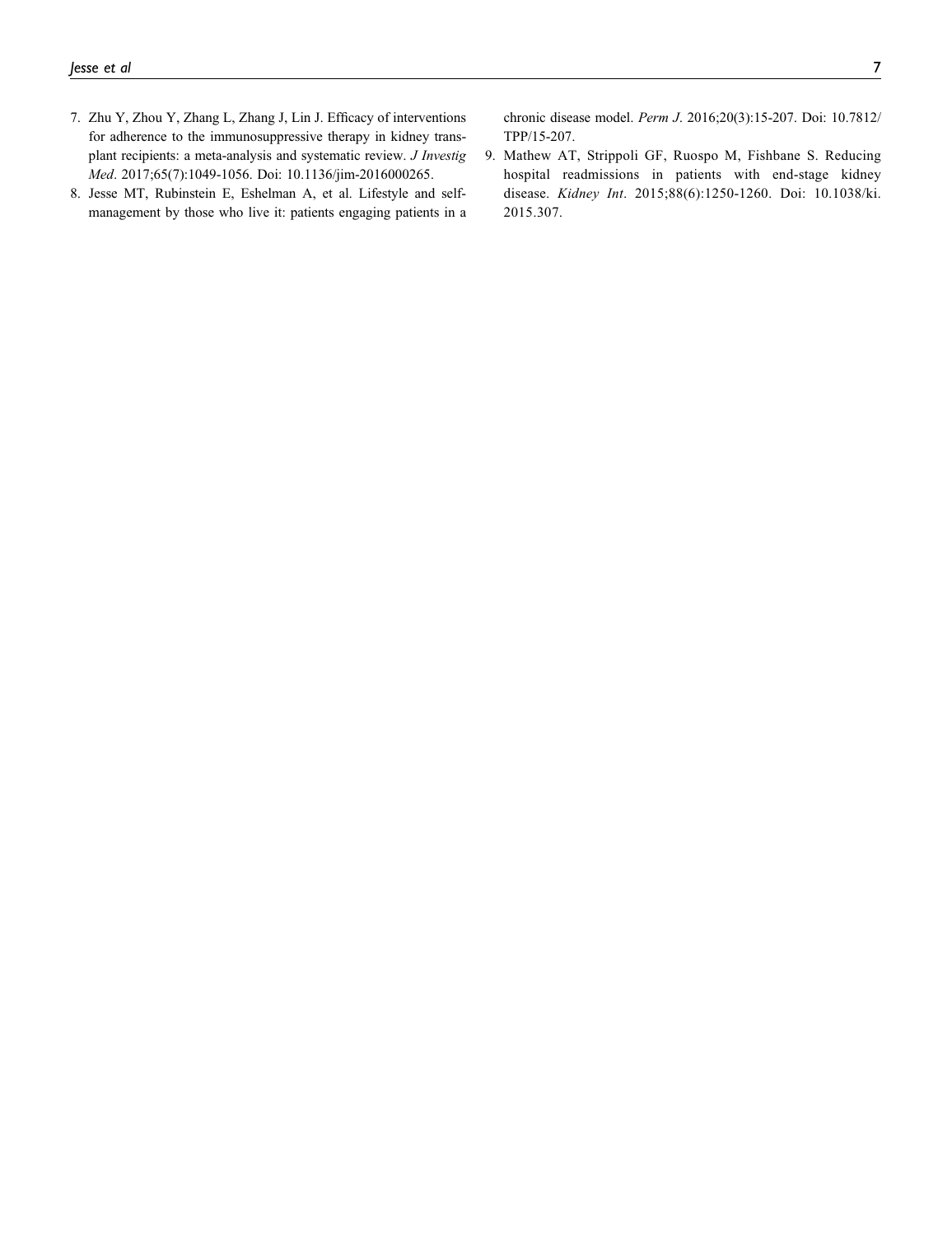7. Zhu Y, Zhou Y, Zhang L, Zhang J, Lin J. Efficacy of interventions for adherence to the immunosuppressive therapy in kidney transplant recipients: a meta-analysis and systematic review. *J Investig Med*. 2017;65(7):1049-1056. Doi: 10.1136/jim-2016000265.
8. Jesse MT, Rubinstein E, Eshelman A, et al. Lifestyle and self-management by those who live it: patients engaging patients in a chronic disease model. *Perm J*. 2016;20(3):15-207. Doi: 10.7812/TPP/15-207.
9. Mathew AT, Strippoli GF, Ruospo M, Fishbane S. Reducing hospital readmissions in patients with end-stage kidney disease. *Kidney Int*. 2015;88(6):1250-1260. Doi: 10.1038/ki.2015.307.